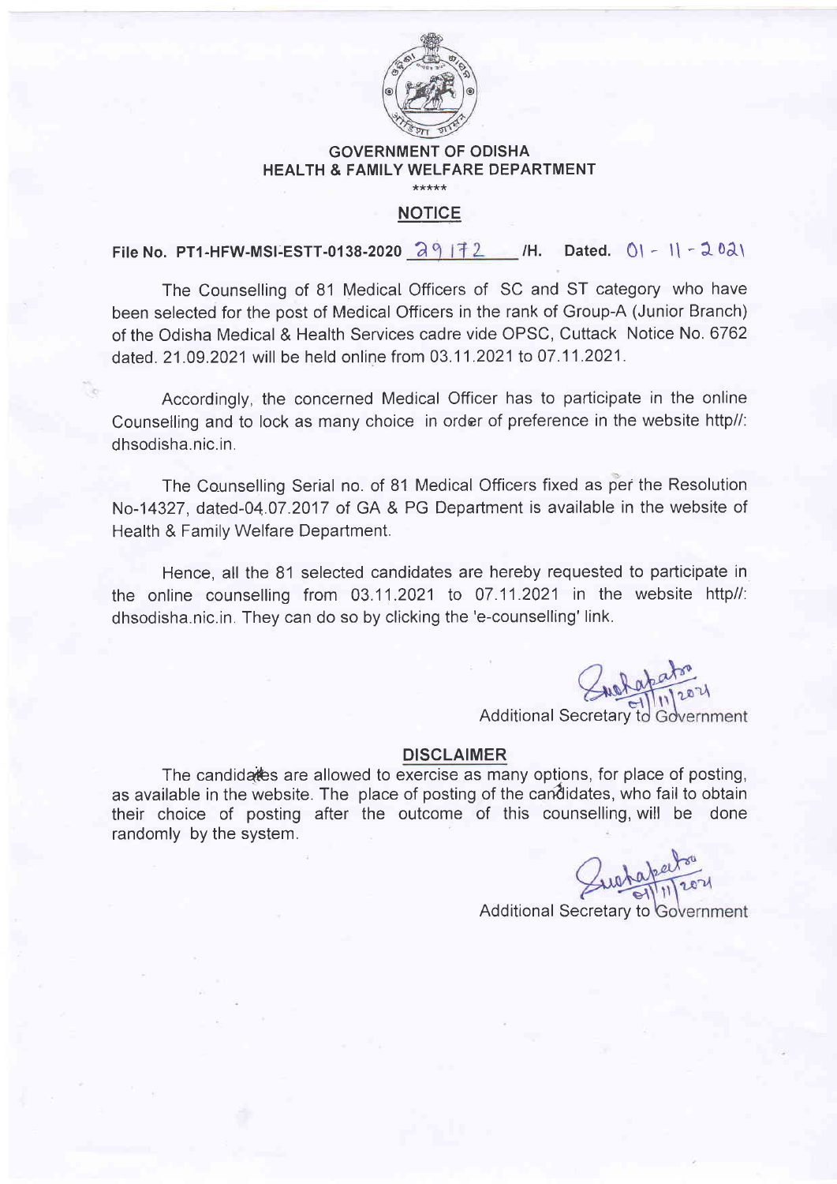# GOVERNMENT OF ODISHA
## HEALTH & FAMILY WELFARE DEPARTMENT

\*\*\*\*\*

## NOTICE

**File No. PT1-HFW-MSI-ESTT-0138-2020 29172 /H. Dated. 01 - 11 - 2021**

The Counselling of 81 Medical Officers of SC and ST category who have been selected for the post of Medical Officers in the rank of Group-A (Junior Branch) of the Odisha Medical & Health Services cadre vide OPSC, Cuttack Notice No. 6762 dated. 21.09.2021 will be held online from 03.11.2021 to 07.11.2021.

Accordingly, the concerned Medical Officer has to participate in the online Counselling and to lock as many choice in order of preference in the website http//: dhsodisha.nic.in.

The Counselling Serial no. of 81 Medical Officers fixed as per the Resolution No-14327, dated-04.07.2017 of GA & PG Department is available in the website of Health & Family Welfare Department.

Hence, all the 81 selected candidates are hereby requested to participate in the online counselling from 03.11.2021 to 07.11.2021 in the website http//: dhsodisha.nic.in. They can do so by clicking the 'e-counselling' link.

Additional Secretary to Government

## DISCLAIMER

The candidates are allowed to exercise as many options, for place of posting, as available in the website. The place of posting of the candidates, who fail to obtain their choice of posting after the outcome of this counselling, will be done randomly by the system.

Additional Secretary to Government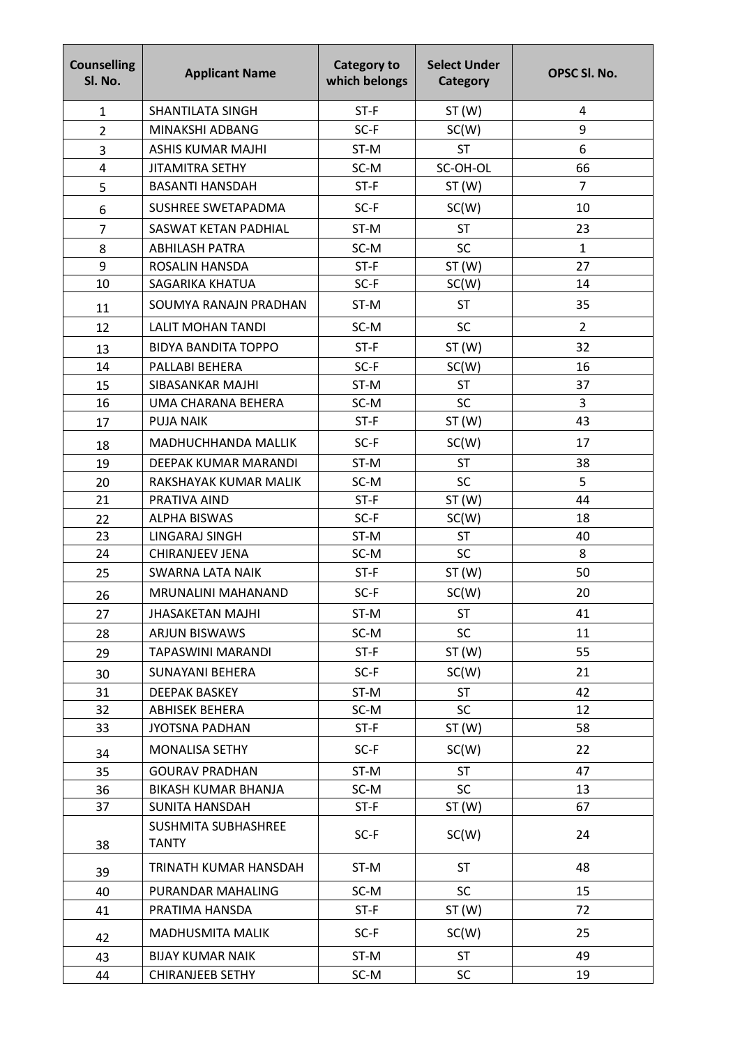| Counselling Sl. No. | Applicant Name | Category to which belongs | Select Under Category | OPSC Sl. No. |
|---|---|---|---|---|
| 1 | SHANTILATA SINGH | ST-F | ST (W) | 4 |
| 2 | MINAKSHI ADBANG | SC-F | SC(W) | 9 |
| 3 | ASHIS KUMAR MAJHI | ST-M | ST | 6 |
| 4 | JITAMITRA SETHY | SC-M | SC-OH-OL | 66 |
| 5 | BASANTI HANSDAH | ST-F | ST (W) | 7 |
| 6 | SUSHREE SWETAPADMA | SC-F | SC(W) | 10 |
| 7 | SASWAT KETAN PADHIAL | ST-M | ST | 23 |
| 8 | ABHILASH PATRA | SC-M | SC | 1 |
| 9 | ROSALIN HANSDA | ST-F | ST (W) | 27 |
| 10 | SAGARIKA KHATUA | SC-F | SC(W) | 14 |
| 11 | SOUMYA RANAJN PRADHAN | ST-M | ST | 35 |
| 12 | LALIT MOHAN TANDI | SC-M | SC | 2 |
| 13 | BIDYA BANDITA TOPPO | ST-F | ST (W) | 32 |
| 14 | PALLABI BEHERA | SC-F | SC(W) | 16 |
| 15 | SIBASANKAR MAJHI | ST-M | ST | 37 |
| 16 | UMA CHARANA BEHERA | SC-M | SC | 3 |
| 17 | PUJA NAIK | ST-F | ST (W) | 43 |
| 18 | MADHUCHHANDA MALLIK | SC-F | SC(W) | 17 |
| 19 | DEEPAK KUMAR MARANDI | ST-M | ST | 38 |
| 20 | RAKSHAYAK KUMAR MALIK | SC-M | SC | 5 |
| 21 | PRATIVA AIND | ST-F | ST (W) | 44 |
| 22 | ALPHA BISWAS | SC-F | SC(W) | 18 |
| 23 | LINGARAJ SINGH | ST-M | ST | 40 |
| 24 | CHIRANJEEV JENA | SC-M | SC | 8 |
| 25 | SWARNA LATA NAIK | ST-F | ST (W) | 50 |
| 26 | MRUNALINI MAHANAND | SC-F | SC(W) | 20 |
| 27 | JHASAKETAN MAJHI | ST-M | ST | 41 |
| 28 | ARJUN BISWAWS | SC-M | SC | 11 |
| 29 | TAPASWINI MARANDI | ST-F | ST (W) | 55 |
| 30 | SUNAYANI BEHERA | SC-F | SC(W) | 21 |
| 31 | DEEPAK BASKEY | ST-M | ST | 42 |
| 32 | ABHISEK BEHERA | SC-M | SC | 12 |
| 33 | JYOTSNA PADHAN | ST-F | ST (W) | 58 |
| 34 | MONALISA SETHY | SC-F | SC(W) | 22 |
| 35 | GOURAV PRADHAN | ST-M | ST | 47 |
| 36 | BIKASH KUMAR BHANJA | SC-M | SC | 13 |
| 37 | SUNITA HANSDAH | ST-F | ST (W) | 67 |
| 38 | SUSHMITA SUBHASHREE TANTY | SC-F | SC(W) | 24 |
| 39 | TRINATH KUMAR HANSDAH | ST-M | ST | 48 |
| 40 | PURANDAR MAHALING | SC-M | SC | 15 |
| 41 | PRATIMA HANSDA | ST-F | ST (W) | 72 |
| 42 | MADHUSMITA MALIK | SC-F | SC(W) | 25 |
| 43 | BIJAY KUMAR NAIK | ST-M | ST | 49 |
| 44 | CHIRANJEEB SETHY | SC-M | SC | 19 |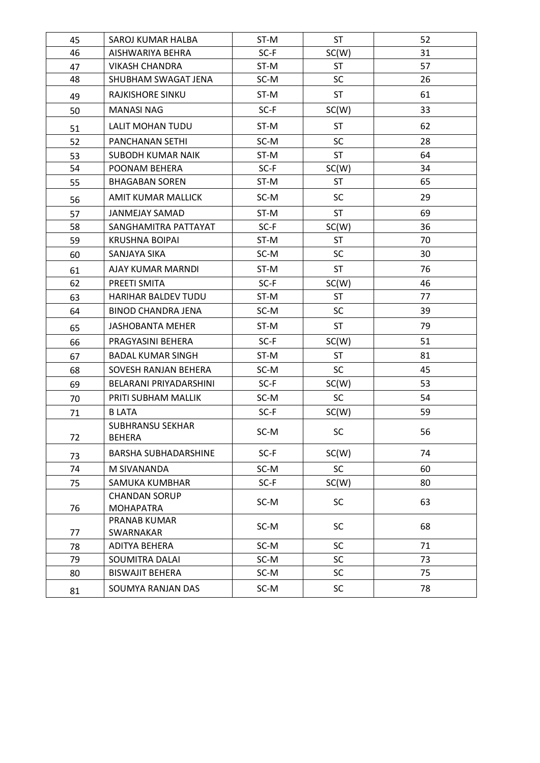| | | | | |
|---|---|---|---|---|
| 45 | SAROJ KUMAR HALBA | ST-M | ST | 52 |
| 46 | AISHWARIYA BEHRA | SC-F | SC(W) | 31 |
| 47 | VIKASH CHANDRA | ST-M | ST | 57 |
| 48 | SHUBHAM SWAGAT JENA | SC-M | SC | 26 |
| 49 | RAJKISHORE SINKU | ST-M | ST | 61 |
| 50 | MANASI NAG | SC-F | SC(W) | 33 |
| 51 | LALIT MOHAN TUDU | ST-M | ST | 62 |
| 52 | PANCHANAN SETHI | SC-M | SC | 28 |
| 53 | SUBODH KUMAR NAIK | ST-M | ST | 64 |
| 54 | POONAM BEHERA | SC-F | SC(W) | 34 |
| 55 | BHAGABAN SOREN | ST-M | ST | 65 |
| 56 | AMIT KUMAR MALLICK | SC-M | SC | 29 |
| 57 | JANMEJAY SAMAD | ST-M | ST | 69 |
| 58 | SANGHAMITRA PATTAYAT | SC-F | SC(W) | 36 |
| 59 | KRUSHNA BOIPAI | ST-M | ST | 70 |
| 60 | SANJAYA SIKA | SC-M | SC | 30 |
| 61 | AJAY KUMAR MARNDI | ST-M | ST | 76 |
| 62 | PREETI SMITA | SC-F | SC(W) | 46 |
| 63 | HARIHAR BALDEV TUDU | ST-M | ST | 77 |
| 64 | BINOD CHANDRA JENA | SC-M | SC | 39 |
| 65 | JASHOBANTA MEHER | ST-M | ST | 79 |
| 66 | PRAGYASINI BEHERA | SC-F | SC(W) | 51 |
| 67 | BADAL KUMAR SINGH | ST-M | ST | 81 |
| 68 | SOVESH RANJAN BEHERA | SC-M | SC | 45 |
| 69 | BELARANI PRIYADARSHINI | SC-F | SC(W) | 53 |
| 70 | PRITI SUBHAM MALLIK | SC-M | SC | 54 |
| 71 | B LATA | SC-F | SC(W) | 59 |
| 72 | SUBHRANSU SEKHAR BEHERA | SC-M | SC | 56 |
| 73 | BARSHA SUBHADARSHINE | SC-F | SC(W) | 74 |
| 74 | M SIVANANDA | SC-M | SC | 60 |
| 75 | SAMUKA KUMBHAR | SC-F | SC(W) | 80 |
| 76 | CHANDAN SORUP MOHAPATRA | SC-M | SC | 63 |
| 77 | PRANAB KUMAR SWARNAKAR | SC-M | SC | 68 |
| 78 | ADITYA BEHERA | SC-M | SC | 71 |
| 79 | SOUMITRA DALAI | SC-M | SC | 73 |
| 80 | BISWAJIT BEHERA | SC-M | SC | 75 |
| 81 | SOUMYA RANJAN DAS | SC-M | SC | 78 |